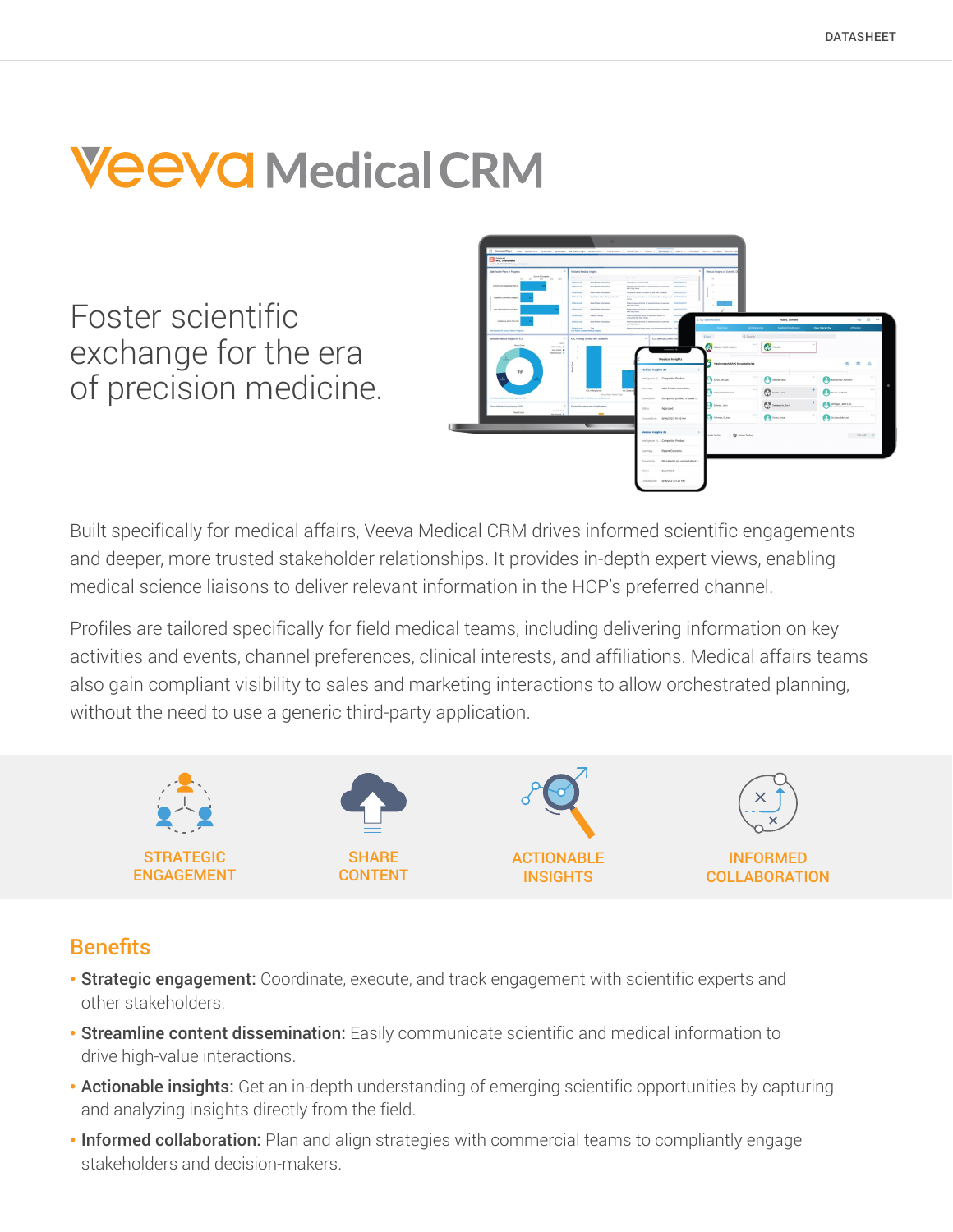# Veeva Medical CRM

## Foster scientific exchange for the era of precision medicine.

Built specifically for medical affairs, Veeva Medical CRM drives informed scientific engagements and deeper, more trusted stakeholder relationships. It provides in-depth expert views, enabling medical science liaisons to deliver relevant information in the HCP's preferred channel.

Profiles are tailored specifically for field medical teams, including delivering information on key activities and events, channel preferences, clinical interests, and affiliations. Medical affairs teams also gain compliant visibility to sales and marketing interactions to allow orchestrated planning, without the need to use a generic third-party application.

STRATEGIC ENGAGEMENT

SHARE CONTENT

ACTIONABLE INSIGHTS

INFORMED COLLABORATION

## Benefits

- **Strategic engagement:** Coordinate, execute, and track engagement with scientific experts and other stakeholders.
- **Streamline content dissemination:** Easily communicate scientific and medical information to drive high-value interactions.
- **Actionable insights:** Get an in-depth understanding of emerging scientific opportunities by capturing and analyzing insights directly from the field.
- **Informed collaboration:** Plan and align strategies with commercial teams to compliantly engage stakeholders and decision-makers.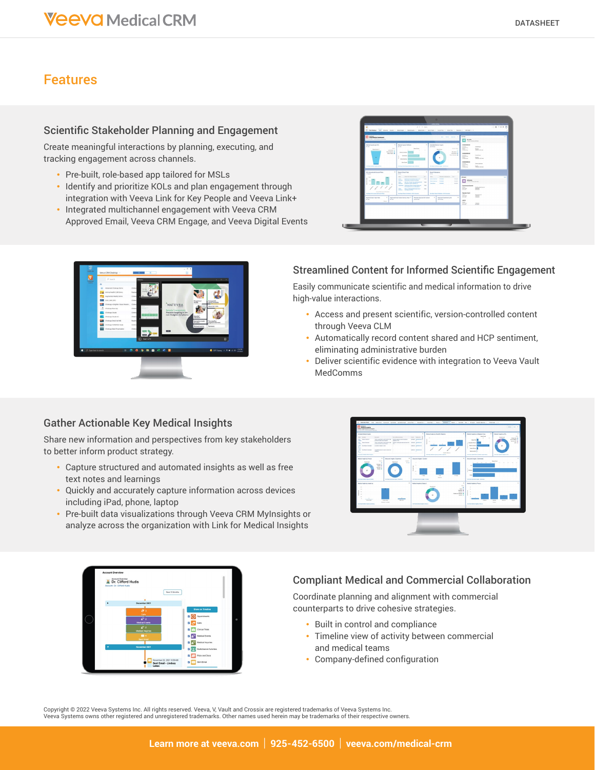# Features

## Scientific Stakeholder Planning and Engagement

Create meaningful interactions by planning, executing, and tracking engagement across channels.

- Pre-built, role-based app tailored for MSLs
- Identify and prioritize KOLs and plan engagement through integration with Veeva Link for Key People and Veeva Link+
- Integrated multichannel engagement with Veeva CRM Approved Email, Veeva CRM Engage, and Veeva Digital Events

## Streamlined Content for Informed Scientific Engagement

Easily communicate scientific and medical information to drive high-value interactions.

- Access and present scientific, version-controlled content through Veeva CLM
- Automatically record content shared and HCP sentiment, eliminating administrative burden
- Deliver scientific evidence with integration to Veeva Vault MedComms

## Gather Actionable Key Medical Insights

Share new information and perspectives from key stakeholders to better inform product strategy.

- Capture structured and automated insights as well as free text notes and learnings
- Quickly and accurately capture information across devices including iPad, phone, laptop
- Pre-built data visualizations through Veeva CRM MyInsights or analyze across the organization with Link for Medical Insights

## Compliant Medical and Commercial Collaboration

Coordinate planning and alignment with commercial counterparts to drive cohesive strategies.

- Built in control and compliance
- Timeline view of activity between commercial and medical teams
- Company-defined configuration

Copyright © 2022 Veeva Systems Inc. All rights reserved. Veeva, V, Vault and Crossix are registered trademarks of Veeva Systems Inc. Veeva Systems owns other registered and unregistered trademarks. Other names used herein may be trademarks of their respective owners.

**Learn more at veeva.com | 925-452-6500 | veeva.com/medical-crm**